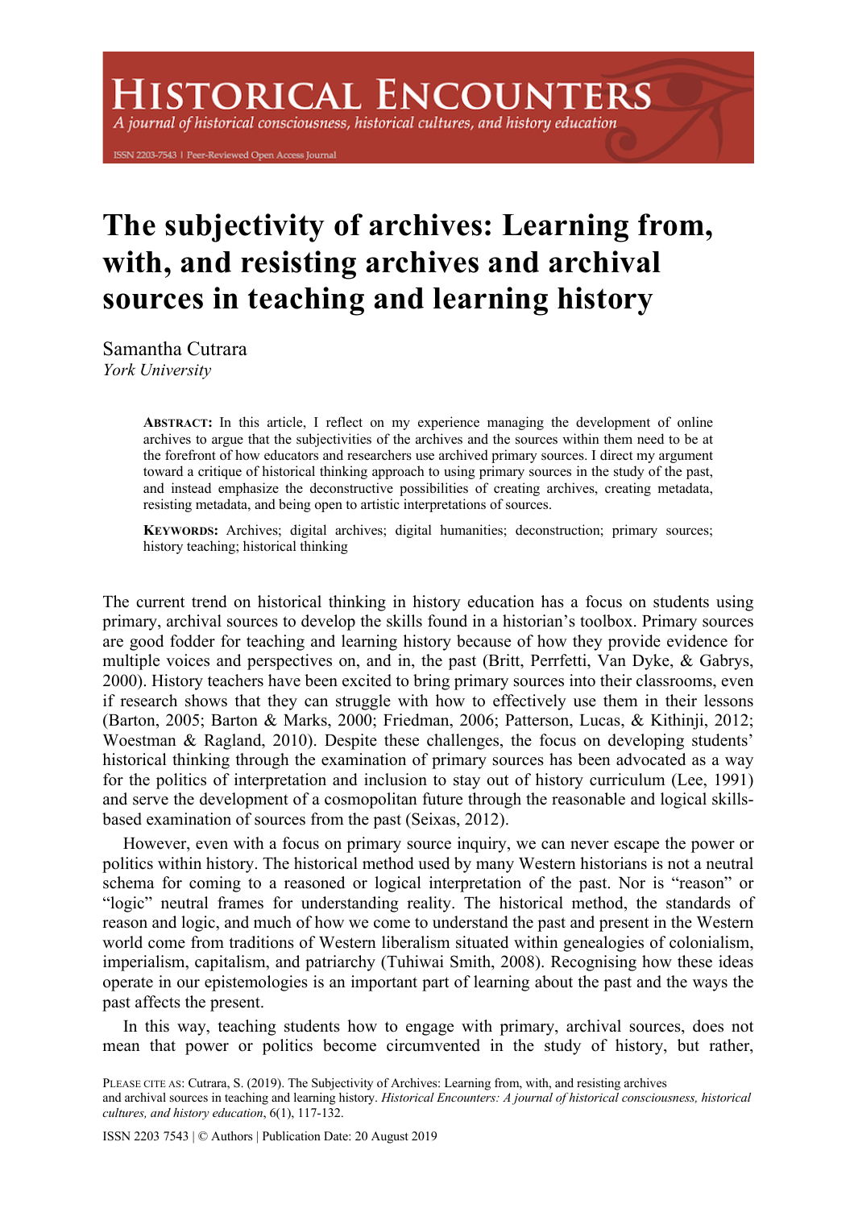# The subjectivity of archives: Learning from, with, and resisting archives and archival sources in teaching and learning history

Samantha Cutrara
*York University*

> **ABSTRACT:** In this article, I reflect on my experience managing the development of online archives to argue that the subjectivities of the archives and the sources within them need to be at the forefront of how educators and researchers use archived primary sources. I direct my argument toward a critique of historical thinking approach to using primary sources in the study of the past, and instead emphasize the deconstructive possibilities of creating archives, creating metadata, resisting metadata, and being open to artistic interpretations of sources.
>
> **KEYWORDS:** Archives; digital archives; digital humanities; deconstruction; primary sources; history teaching; historical thinking

The current trend on historical thinking in history education has a focus on students using primary, archival sources to develop the skills found in a historian's toolbox. Primary sources are good fodder for teaching and learning history because of how they provide evidence for multiple voices and perspectives on, and in, the past (Britt, Perrfetti, Van Dyke, & Gabrys, 2000). History teachers have been excited to bring primary sources into their classrooms, even if research shows that they can struggle with how to effectively use them in their lessons (Barton, 2005; Barton & Marks, 2000; Friedman, 2006; Patterson, Lucas, & Kithinji, 2012; Woestman & Ragland, 2010). Despite these challenges, the focus on developing students' historical thinking through the examination of primary sources has been advocated as a way for the politics of interpretation and inclusion to stay out of history curriculum (Lee, 1991) and serve the development of a cosmopolitan future through the reasonable and logical skills-based examination of sources from the past (Seixas, 2012).

However, even with a focus on primary source inquiry, we can never escape the power or politics within history. The historical method used by many Western historians is not a neutral schema for coming to a reasoned or logical interpretation of the past. Nor is "reason" or "logic" neutral frames for understanding reality. The historical method, the standards of reason and logic, and much of how we come to understand the past and present in the Western world come from traditions of Western liberalism situated within genealogies of colonialism, imperialism, capitalism, and patriarchy (Tuhiwai Smith, 2008). Recognising how these ideas operate in our epistemologies is an important part of learning about the past and the ways the past affects the present.

In this way, teaching students how to engage with primary, archival sources, does not mean that power or politics become circumvented in the study of history, but rather,

PLEASE CITE AS: Cutrara, S. (2019). The Subjectivity of Archives: Learning from, with, and resisting archives and archival sources in teaching and learning history. *Historical Encounters: A journal of historical consciousness, historical cultures, and history education*, 6(1), 117-132.

ISSN 2203 7543 | © Authors | Publication Date: 20 August 2019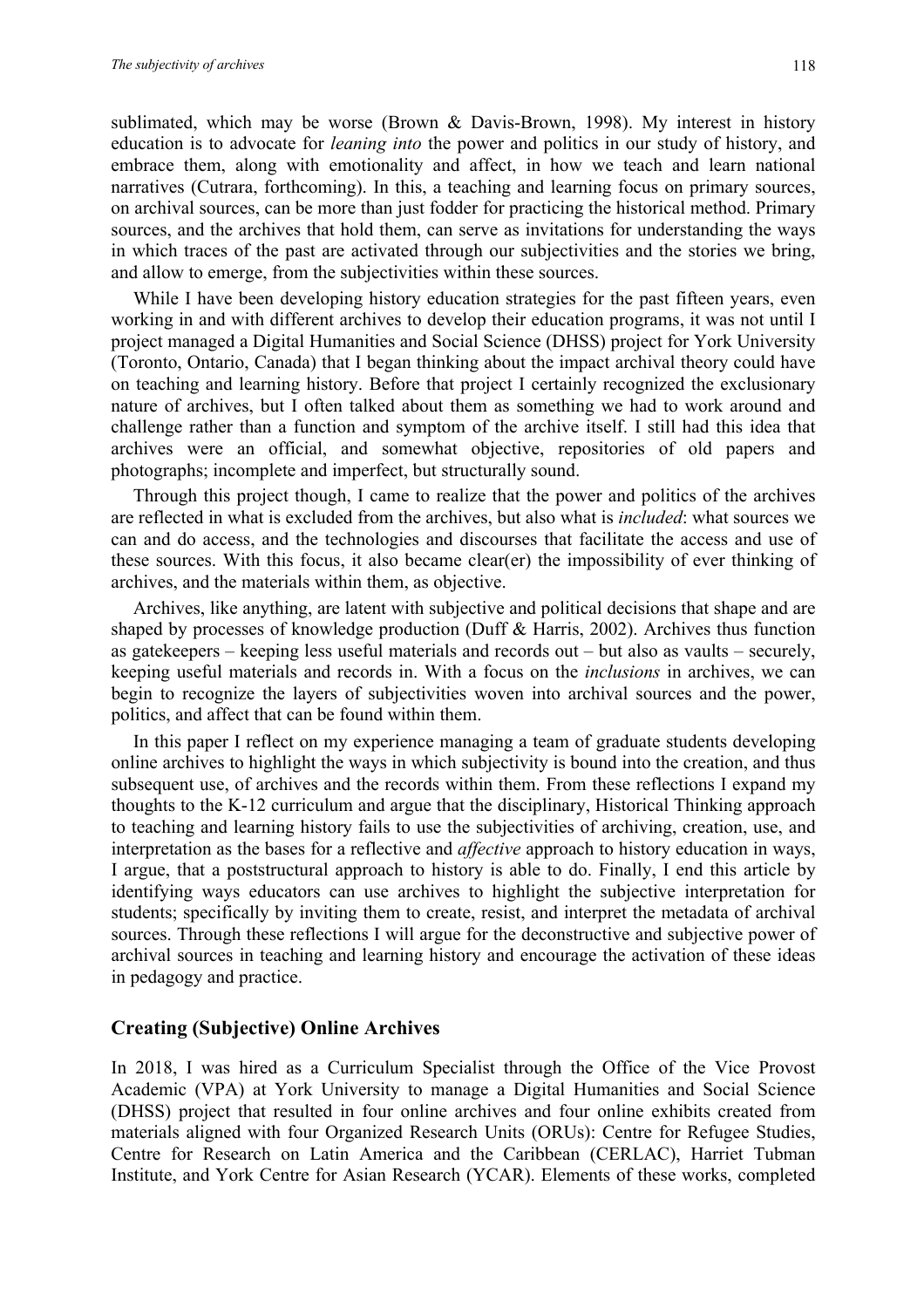sublimated, which may be worse (Brown & Davis-Brown, 1998). My interest in history education is to advocate for *leaning into* the power and politics in our study of history, and embrace them, along with emotionality and affect, in how we teach and learn national narratives (Cutrara, forthcoming). In this, a teaching and learning focus on primary sources, on archival sources, can be more than just fodder for practicing the historical method. Primary sources, and the archives that hold them, can serve as invitations for understanding the ways in which traces of the past are activated through our subjectivities and the stories we bring, and allow to emerge, from the subjectivities within these sources.

While I have been developing history education strategies for the past fifteen years, even working in and with different archives to develop their education programs, it was not until I project managed a Digital Humanities and Social Science (DHSS) project for York University (Toronto, Ontario, Canada) that I began thinking about the impact archival theory could have on teaching and learning history. Before that project I certainly recognized the exclusionary nature of archives, but I often talked about them as something we had to work around and challenge rather than a function and symptom of the archive itself. I still had this idea that archives were an official, and somewhat objective, repositories of old papers and photographs; incomplete and imperfect, but structurally sound.

Through this project though, I came to realize that the power and politics of the archives are reflected in what is excluded from the archives, but also what is *included*: what sources we can and do access, and the technologies and discourses that facilitate the access and use of these sources. With this focus, it also became clear(er) the impossibility of ever thinking of archives, and the materials within them, as objective.

Archives, like anything, are latent with subjective and political decisions that shape and are shaped by processes of knowledge production (Duff & Harris, 2002). Archives thus function as gatekeepers – keeping less useful materials and records out – but also as vaults – securely, keeping useful materials and records in. With a focus on the *inclusions* in archives, we can begin to recognize the layers of subjectivities woven into archival sources and the power, politics, and affect that can be found within them.

In this paper I reflect on my experience managing a team of graduate students developing online archives to highlight the ways in which subjectivity is bound into the creation, and thus subsequent use, of archives and the records within them. From these reflections I expand my thoughts to the K-12 curriculum and argue that the disciplinary, Historical Thinking approach to teaching and learning history fails to use the subjectivities of archiving, creation, use, and interpretation as the bases for a reflective and *affective* approach to history education in ways, I argue, that a poststructural approach to history is able to do. Finally, I end this article by identifying ways educators can use archives to highlight the subjective interpretation for students; specifically by inviting them to create, resist, and interpret the metadata of archival sources. Through these reflections I will argue for the deconstructive and subjective power of archival sources in teaching and learning history and encourage the activation of these ideas in pedagogy and practice.

## Creating (Subjective) Online Archives

In 2018, I was hired as a Curriculum Specialist through the Office of the Vice Provost Academic (VPA) at York University to manage a Digital Humanities and Social Science (DHSS) project that resulted in four online archives and four online exhibits created from materials aligned with four Organized Research Units (ORUs): Centre for Refugee Studies, Centre for Research on Latin America and the Caribbean (CERLAC), Harriet Tubman Institute, and York Centre for Asian Research (YCAR). Elements of these works, completed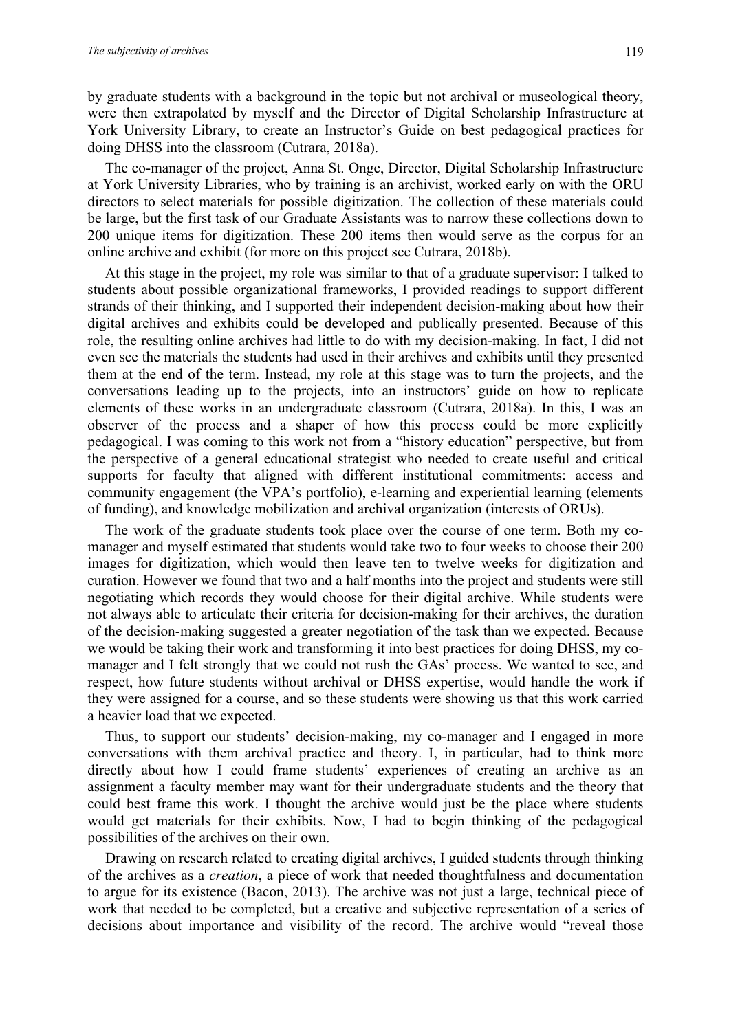by graduate students with a background in the topic but not archival or museological theory, were then extrapolated by myself and the Director of Digital Scholarship Infrastructure at York University Library, to create an Instructor's Guide on best pedagogical practices for doing DHSS into the classroom (Cutrara, 2018a).

The co-manager of the project, Anna St. Onge, Director, Digital Scholarship Infrastructure at York University Libraries, who by training is an archivist, worked early on with the ORU directors to select materials for possible digitization. The collection of these materials could be large, but the first task of our Graduate Assistants was to narrow these collections down to 200 unique items for digitization. These 200 items then would serve as the corpus for an online archive and exhibit (for more on this project see Cutrara, 2018b).

At this stage in the project, my role was similar to that of a graduate supervisor: I talked to students about possible organizational frameworks, I provided readings to support different strands of their thinking, and I supported their independent decision-making about how their digital archives and exhibits could be developed and publically presented. Because of this role, the resulting online archives had little to do with my decision-making. In fact, I did not even see the materials the students had used in their archives and exhibits until they presented them at the end of the term. Instead, my role at this stage was to turn the projects, and the conversations leading up to the projects, into an instructors' guide on how to replicate elements of these works in an undergraduate classroom (Cutrara, 2018a). In this, I was an observer of the process and a shaper of how this process could be more explicitly pedagogical. I was coming to this work not from a "history education" perspective, but from the perspective of a general educational strategist who needed to create useful and critical supports for faculty that aligned with different institutional commitments: access and community engagement (the VPA's portfolio), e-learning and experiential learning (elements of funding), and knowledge mobilization and archival organization (interests of ORUs).

The work of the graduate students took place over the course of one term. Both my co-manager and myself estimated that students would take two to four weeks to choose their 200 images for digitization, which would then leave ten to twelve weeks for digitization and curation. However we found that two and a half months into the project and students were still negotiating which records they would choose for their digital archive. While students were not always able to articulate their criteria for decision-making for their archives, the duration of the decision-making suggested a greater negotiation of the task than we expected. Because we would be taking their work and transforming it into best practices for doing DHSS, my co-manager and I felt strongly that we could not rush the GAs' process. We wanted to see, and respect, how future students without archival or DHSS expertise, would handle the work if they were assigned for a course, and so these students were showing us that this work carried a heavier load that we expected.

Thus, to support our students' decision-making, my co-manager and I engaged in more conversations with them archival practice and theory. I, in particular, had to think more directly about how I could frame students' experiences of creating an archive as an assignment a faculty member may want for their undergraduate students and the theory that could best frame this work. I thought the archive would just be the place where students would get materials for their exhibits. Now, I had to begin thinking of the pedagogical possibilities of the archives on their own.

Drawing on research related to creating digital archives, I guided students through thinking of the archives as a *creation*, a piece of work that needed thoughtfulness and documentation to argue for its existence (Bacon, 2013). The archive was not just a large, technical piece of work that needed to be completed, but a creative and subjective representation of a series of decisions about importance and visibility of the record. The archive would "reveal those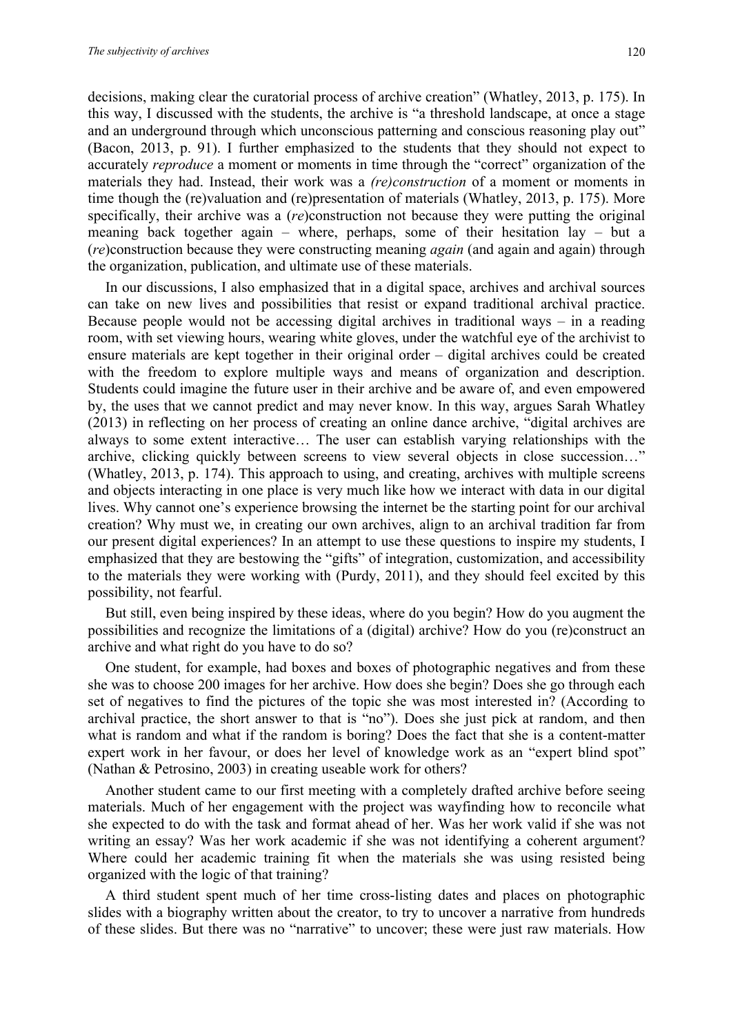decisions, making clear the curatorial process of archive creation" (Whatley, 2013, p. 175). In this way, I discussed with the students, the archive is "a threshold landscape, at once a stage and an underground through which unconscious patterning and conscious reasoning play out" (Bacon, 2013, p. 91). I further emphasized to the students that they should not expect to accurately *reproduce* a moment or moments in time through the "correct" organization of the materials they had. Instead, their work was a *(re)construction* of a moment or moments in time though the (re)valuation and (re)presentation of materials (Whatley, 2013, p. 175). More specifically, their archive was a (*re*)construction not because they were putting the original meaning back together again – where, perhaps, some of their hesitation lay – but a (*re*)construction because they were constructing meaning *again* (and again and again) through the organization, publication, and ultimate use of these materials.

In our discussions, I also emphasized that in a digital space, archives and archival sources can take on new lives and possibilities that resist or expand traditional archival practice. Because people would not be accessing digital archives in traditional ways – in a reading room, with set viewing hours, wearing white gloves, under the watchful eye of the archivist to ensure materials are kept together in their original order – digital archives could be created with the freedom to explore multiple ways and means of organization and description. Students could imagine the future user in their archive and be aware of, and even empowered by, the uses that we cannot predict and may never know. In this way, argues Sarah Whatley (2013) in reflecting on her process of creating an online dance archive, "digital archives are always to some extent interactive… The user can establish varying relationships with the archive, clicking quickly between screens to view several objects in close succession…" (Whatley, 2013, p. 174). This approach to using, and creating, archives with multiple screens and objects interacting in one place is very much like how we interact with data in our digital lives. Why cannot one's experience browsing the internet be the starting point for our archival creation? Why must we, in creating our own archives, align to an archival tradition far from our present digital experiences? In an attempt to use these questions to inspire my students, I emphasized that they are bestowing the "gifts" of integration, customization, and accessibility to the materials they were working with (Purdy, 2011), and they should feel excited by this possibility, not fearful.

But still, even being inspired by these ideas, where do you begin? How do you augment the possibilities and recognize the limitations of a (digital) archive? How do you (re)construct an archive and what right do you have to do so?

One student, for example, had boxes and boxes of photographic negatives and from these she was to choose 200 images for her archive. How does she begin? Does she go through each set of negatives to find the pictures of the topic she was most interested in? (According to archival practice, the short answer to that is "no"). Does she just pick at random, and then what is random and what if the random is boring? Does the fact that she is a content-matter expert work in her favour, or does her level of knowledge work as an "expert blind spot" (Nathan & Petrosino, 2003) in creating useable work for others?

Another student came to our first meeting with a completely drafted archive before seeing materials. Much of her engagement with the project was wayfinding how to reconcile what she expected to do with the task and format ahead of her. Was her work valid if she was not writing an essay? Was her work academic if she was not identifying a coherent argument? Where could her academic training fit when the materials she was using resisted being organized with the logic of that training?

A third student spent much of her time cross-listing dates and places on photographic slides with a biography written about the creator, to try to uncover a narrative from hundreds of these slides. But there was no "narrative" to uncover; these were just raw materials. How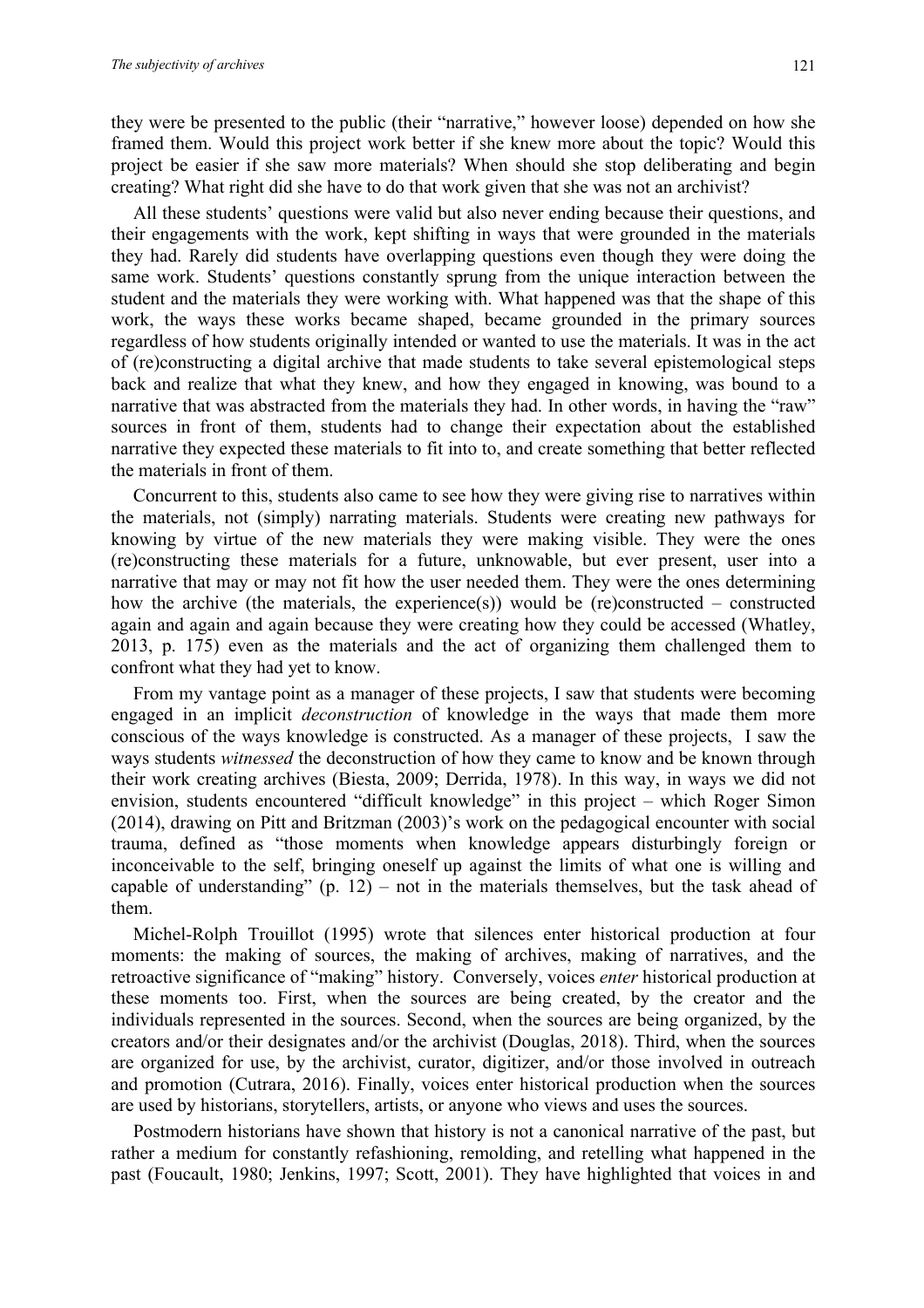they were be presented to the public (their "narrative," however loose) depended on how she framed them. Would this project work better if she knew more about the topic? Would this project be easier if she saw more materials? When should she stop deliberating and begin creating? What right did she have to do that work given that she was not an archivist?

All these students' questions were valid but also never ending because their questions, and their engagements with the work, kept shifting in ways that were grounded in the materials they had. Rarely did students have overlapping questions even though they were doing the same work. Students' questions constantly sprung from the unique interaction between the student and the materials they were working with. What happened was that the shape of this work, the ways these works became shaped, became grounded in the primary sources regardless of how students originally intended or wanted to use the materials. It was in the act of (re)constructing a digital archive that made students to take several epistemological steps back and realize that what they knew, and how they engaged in knowing, was bound to a narrative that was abstracted from the materials they had. In other words, in having the "raw" sources in front of them, students had to change their expectation about the established narrative they expected these materials to fit into to, and create something that better reflected the materials in front of them.

Concurrent to this, students also came to see how they were giving rise to narratives within the materials, not (simply) narrating materials. Students were creating new pathways for knowing by virtue of the new materials they were making visible. They were the ones (re)constructing these materials for a future, unknowable, but ever present, user into a narrative that may or may not fit how the user needed them. They were the ones determining how the archive (the materials, the experience(s)) would be (re)constructed – constructed again and again and again because they were creating how they could be accessed (Whatley, 2013, p. 175) even as the materials and the act of organizing them challenged them to confront what they had yet to know.

From my vantage point as a manager of these projects, I saw that students were becoming engaged in an implicit *deconstruction* of knowledge in the ways that made them more conscious of the ways knowledge is constructed. As a manager of these projects, I saw the ways students *witnessed* the deconstruction of how they came to know and be known through their work creating archives (Biesta, 2009; Derrida, 1978). In this way, in ways we did not envision, students encountered "difficult knowledge" in this project – which Roger Simon (2014), drawing on Pitt and Britzman (2003)'s work on the pedagogical encounter with social trauma, defined as "those moments when knowledge appears disturbingly foreign or inconceivable to the self, bringing oneself up against the limits of what one is willing and capable of understanding" (p. 12) – not in the materials themselves, but the task ahead of them.

Michel-Rolph Trouillot (1995) wrote that silences enter historical production at four moments: the making of sources, the making of archives, making of narratives, and the retroactive significance of "making" history. Conversely, voices *enter* historical production at these moments too. First, when the sources are being created, by the creator and the individuals represented in the sources. Second, when the sources are being organized, by the creators and/or their designates and/or the archivist (Douglas, 2018). Third, when the sources are organized for use, by the archivist, curator, digitizer, and/or those involved in outreach and promotion (Cutrara, 2016). Finally, voices enter historical production when the sources are used by historians, storytellers, artists, or anyone who views and uses the sources.

Postmodern historians have shown that history is not a canonical narrative of the past, but rather a medium for constantly refashioning, remolding, and retelling what happened in the past (Foucault, 1980; Jenkins, 1997; Scott, 2001). They have highlighted that voices in and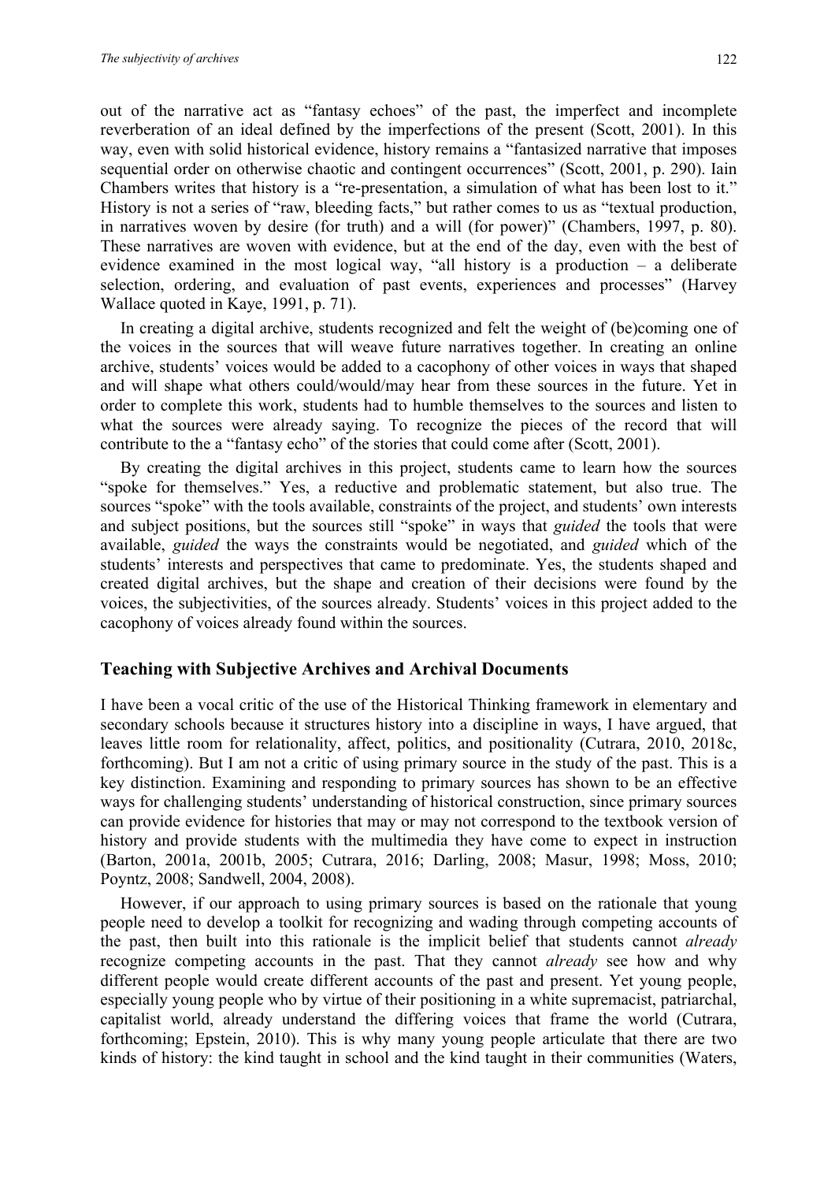out of the narrative act as "fantasy echoes" of the past, the imperfect and incomplete reverberation of an ideal defined by the imperfections of the present (Scott, 2001). In this way, even with solid historical evidence, history remains a "fantasized narrative that imposes sequential order on otherwise chaotic and contingent occurrences" (Scott, 2001, p. 290). Iain Chambers writes that history is a "re-presentation, a simulation of what has been lost to it." History is not a series of "raw, bleeding facts," but rather comes to us as "textual production, in narratives woven by desire (for truth) and a will (for power)" (Chambers, 1997, p. 80). These narratives are woven with evidence, but at the end of the day, even with the best of evidence examined in the most logical way, "all history is a production – a deliberate selection, ordering, and evaluation of past events, experiences and processes" (Harvey Wallace quoted in Kaye, 1991, p. 71).

In creating a digital archive, students recognized and felt the weight of (be)coming one of the voices in the sources that will weave future narratives together. In creating an online archive, students' voices would be added to a cacophony of other voices in ways that shaped and will shape what others could/would/may hear from these sources in the future. Yet in order to complete this work, students had to humble themselves to the sources and listen to what the sources were already saying. To recognize the pieces of the record that will contribute to the a "fantasy echo" of the stories that could come after (Scott, 2001).

By creating the digital archives in this project, students came to learn how the sources "spoke for themselves." Yes, a reductive and problematic statement, but also true. The sources "spoke" with the tools available, constraints of the project, and students' own interests and subject positions, but the sources still "spoke" in ways that *guided* the tools that were available, *guided* the ways the constraints would be negotiated, and *guided* which of the students' interests and perspectives that came to predominate. Yes, the students shaped and created digital archives, but the shape and creation of their decisions were found by the voices, the subjectivities, of the sources already. Students' voices in this project added to the cacophony of voices already found within the sources.

## Teaching with Subjective Archives and Archival Documents

I have been a vocal critic of the use of the Historical Thinking framework in elementary and secondary schools because it structures history into a discipline in ways, I have argued, that leaves little room for relationality, affect, politics, and positionality (Cutrara, 2010, 2018c, forthcoming). But I am not a critic of using primary source in the study of the past. This is a key distinction. Examining and responding to primary sources has shown to be an effective ways for challenging students' understanding of historical construction, since primary sources can provide evidence for histories that may or may not correspond to the textbook version of history and provide students with the multimedia they have come to expect in instruction (Barton, 2001a, 2001b, 2005; Cutrara, 2016; Darling, 2008; Masur, 1998; Moss, 2010; Poyntz, 2008; Sandwell, 2004, 2008).

However, if our approach to using primary sources is based on the rationale that young people need to develop a toolkit for recognizing and wading through competing accounts of the past, then built into this rationale is the implicit belief that students cannot *already* recognize competing accounts in the past. That they cannot *already* see how and why different people would create different accounts of the past and present. Yet young people, especially young people who by virtue of their positioning in a white supremacist, patriarchal, capitalist world, already understand the differing voices that frame the world (Cutrara, forthcoming; Epstein, 2010). This is why many young people articulate that there are two kinds of history: the kind taught in school and the kind taught in their communities (Waters,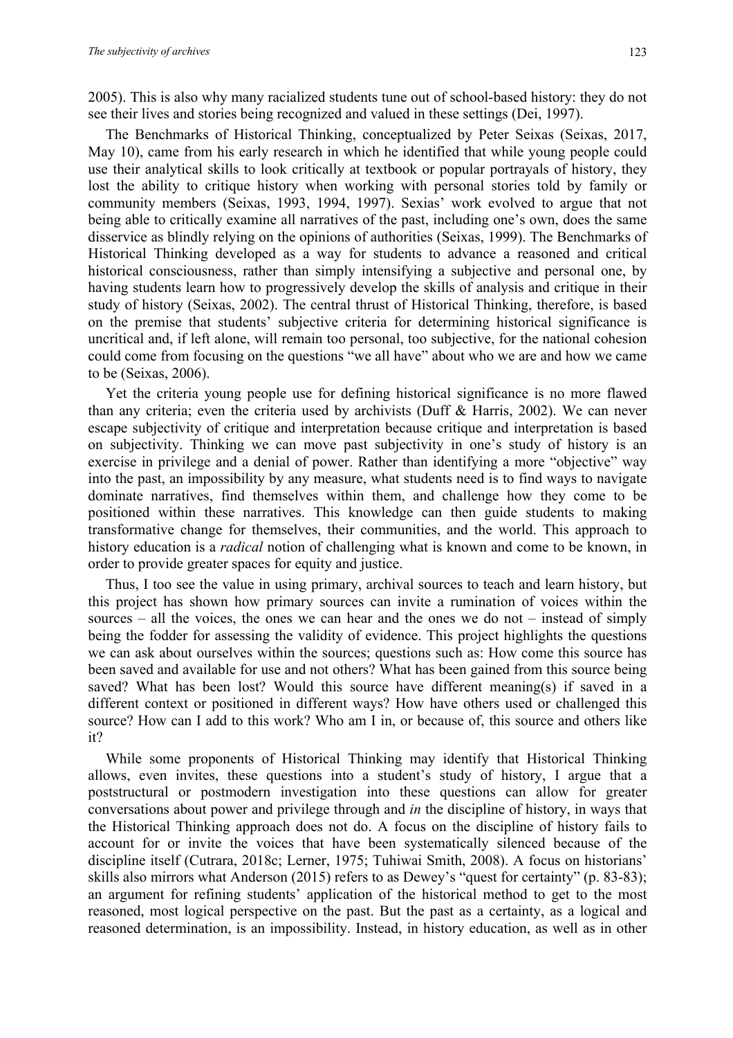2005). This is also why many racialized students tune out of school-based history: they do not see their lives and stories being recognized and valued in these settings (Dei, 1997).

The Benchmarks of Historical Thinking, conceptualized by Peter Seixas (Seixas, 2017, May 10), came from his early research in which he identified that while young people could use their analytical skills to look critically at textbook or popular portrayals of history, they lost the ability to critique history when working with personal stories told by family or community members (Seixas, 1993, 1994, 1997). Sexias' work evolved to argue that not being able to critically examine all narratives of the past, including one's own, does the same disservice as blindly relying on the opinions of authorities (Seixas, 1999). The Benchmarks of Historical Thinking developed as a way for students to advance a reasoned and critical historical consciousness, rather than simply intensifying a subjective and personal one, by having students learn how to progressively develop the skills of analysis and critique in their study of history (Seixas, 2002). The central thrust of Historical Thinking, therefore, is based on the premise that students' subjective criteria for determining historical significance is uncritical and, if left alone, will remain too personal, too subjective, for the national cohesion could come from focusing on the questions "we all have" about who we are and how we came to be (Seixas, 2006).

Yet the criteria young people use for defining historical significance is no more flawed than any criteria; even the criteria used by archivists (Duff & Harris, 2002). We can never escape subjectivity of critique and interpretation because critique and interpretation is based on subjectivity. Thinking we can move past subjectivity in one's study of history is an exercise in privilege and a denial of power. Rather than identifying a more "objective" way into the past, an impossibility by any measure, what students need is to find ways to navigate dominate narratives, find themselves within them, and challenge how they come to be positioned within these narratives. This knowledge can then guide students to making transformative change for themselves, their communities, and the world. This approach to history education is a *radical* notion of challenging what is known and come to be known, in order to provide greater spaces for equity and justice.

Thus, I too see the value in using primary, archival sources to teach and learn history, but this project has shown how primary sources can invite a rumination of voices within the sources – all the voices, the ones we can hear and the ones we do not – instead of simply being the fodder for assessing the validity of evidence. This project highlights the questions we can ask about ourselves within the sources; questions such as: How come this source has been saved and available for use and not others? What has been gained from this source being saved? What has been lost? Would this source have different meaning(s) if saved in a different context or positioned in different ways? How have others used or challenged this source? How can I add to this work? Who am I in, or because of, this source and others like it?

While some proponents of Historical Thinking may identify that Historical Thinking allows, even invites, these questions into a student's study of history, I argue that a poststructural or postmodern investigation into these questions can allow for greater conversations about power and privilege through and *in* the discipline of history, in ways that the Historical Thinking approach does not do. A focus on the discipline of history fails to account for or invite the voices that have been systematically silenced because of the discipline itself (Cutrara, 2018c; Lerner, 1975; Tuhiwai Smith, 2008). A focus on historians' skills also mirrors what Anderson (2015) refers to as Dewey's "quest for certainty" (p. 83-83); an argument for refining students' application of the historical method to get to the most reasoned, most logical perspective on the past. But the past as a certainty, as a logical and reasoned determination, is an impossibility. Instead, in history education, as well as in other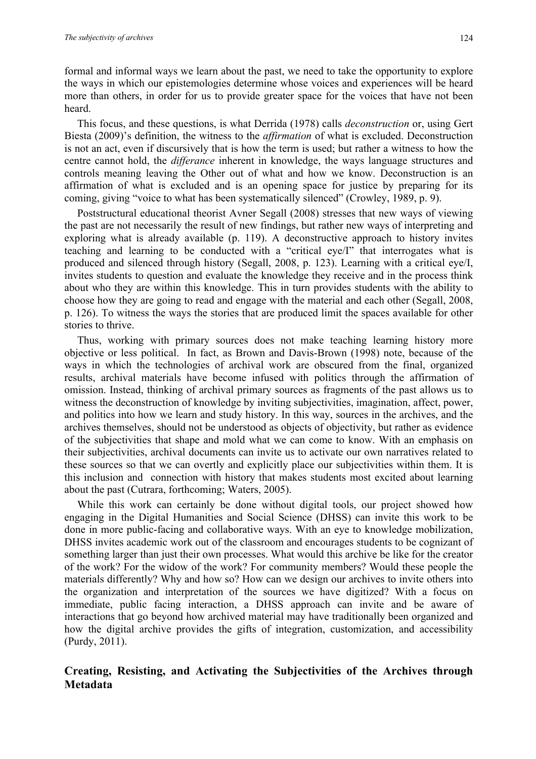formal and informal ways we learn about the past, we need to take the opportunity to explore the ways in which our epistemologies determine whose voices and experiences will be heard more than others, in order for us to provide greater space for the voices that have not been heard.

This focus, and these questions, is what Derrida (1978) calls *deconstruction* or, using Gert Biesta (2009)'s definition, the witness to the *affirmation* of what is excluded. Deconstruction is not an act, even if discursively that is how the term is used; but rather a witness to how the centre cannot hold, the *differance* inherent in knowledge, the ways language structures and controls meaning leaving the Other out of what and how we know. Deconstruction is an affirmation of what is excluded and is an opening space for justice by preparing for its coming, giving "voice to what has been systematically silenced" (Crowley, 1989, p. 9).

Poststructural educational theorist Avner Segall (2008) stresses that new ways of viewing the past are not necessarily the result of new findings, but rather new ways of interpreting and exploring what is already available (p. 119). A deconstructive approach to history invites teaching and learning to be conducted with a "critical eye/I" that interrogates what is produced and silenced through history (Segall, 2008, p. 123). Learning with a critical eye/I, invites students to question and evaluate the knowledge they receive and in the process think about who they are within this knowledge. This in turn provides students with the ability to choose how they are going to read and engage with the material and each other (Segall, 2008, p. 126). To witness the ways the stories that are produced limit the spaces available for other stories to thrive.

Thus, working with primary sources does not make teaching learning history more objective or less political. In fact, as Brown and Davis-Brown (1998) note, because of the ways in which the technologies of archival work are obscured from the final, organized results, archival materials have become infused with politics through the affirmation of omission. Instead, thinking of archival primary sources as fragments of the past allows us to witness the deconstruction of knowledge by inviting subjectivities, imagination, affect, power, and politics into how we learn and study history. In this way, sources in the archives, and the archives themselves, should not be understood as objects of objectivity, but rather as evidence of the subjectivities that shape and mold what we can come to know. With an emphasis on their subjectivities, archival documents can invite us to activate our own narratives related to these sources so that we can overtly and explicitly place our subjectivities within them. It is this inclusion and connection with history that makes students most excited about learning about the past (Cutrara, forthcoming; Waters, 2005).

While this work can certainly be done without digital tools, our project showed how engaging in the Digital Humanities and Social Science (DHSS) can invite this work to be done in more public-facing and collaborative ways. With an eye to knowledge mobilization, DHSS invites academic work out of the classroom and encourages students to be cognizant of something larger than just their own processes. What would this archive be like for the creator of the work? For the widow of the work? For community members? Would these people the materials differently? Why and how so? How can we design our archives to invite others into the organization and interpretation of the sources we have digitized? With a focus on immediate, public facing interaction, a DHSS approach can invite and be aware of interactions that go beyond how archived material may have traditionally been organized and how the digital archive provides the gifts of integration, customization, and accessibility (Purdy, 2011).

## Creating, Resisting, and Activating the Subjectivities of the Archives through Metadata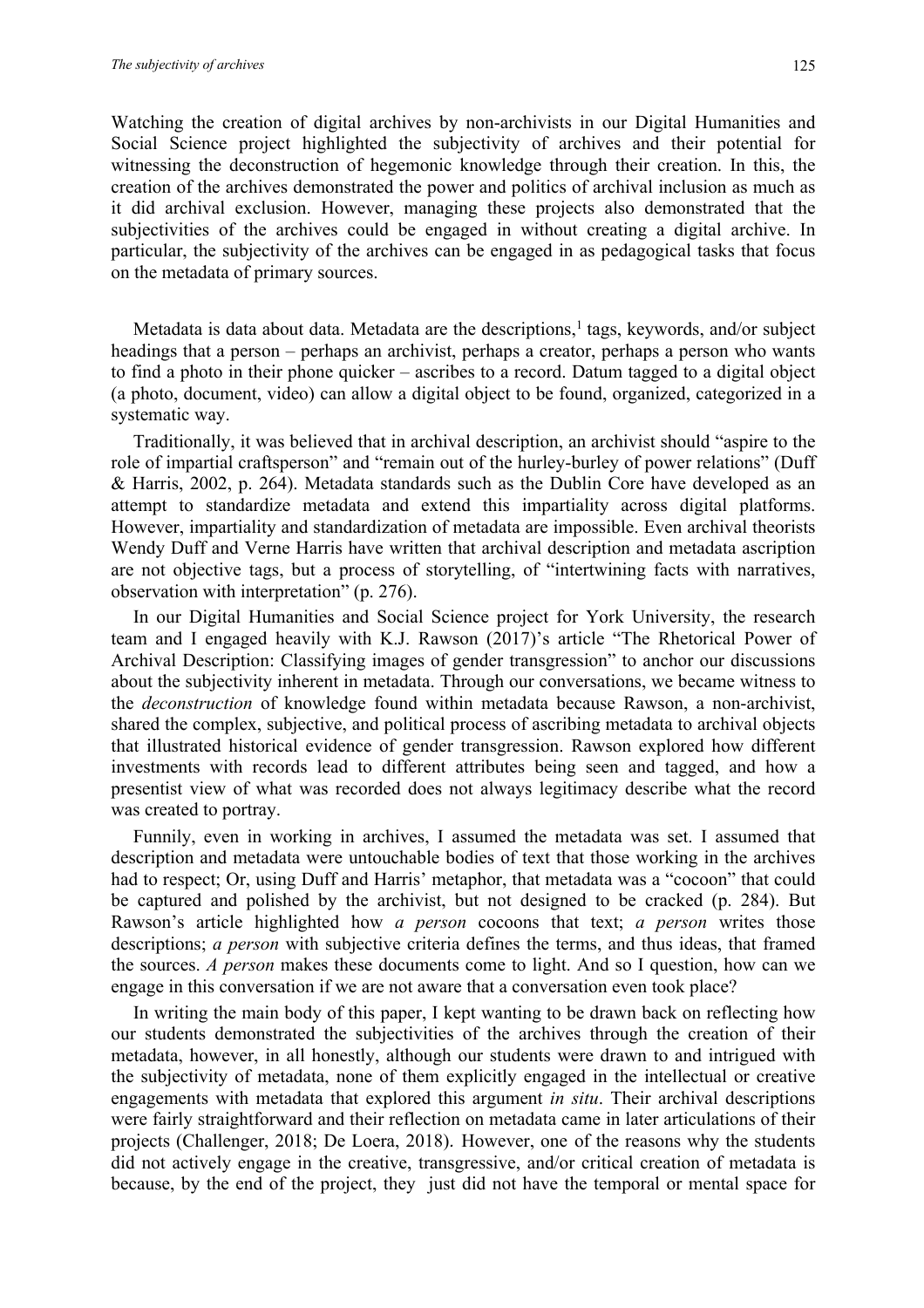Watching the creation of digital archives by non-archivists in our Digital Humanities and Social Science project highlighted the subjectivity of archives and their potential for witnessing the deconstruction of hegemonic knowledge through their creation. In this, the creation of the archives demonstrated the power and politics of archival inclusion as much as it did archival exclusion. However, managing these projects also demonstrated that the subjectivities of the archives could be engaged in without creating a digital archive. In particular, the subjectivity of the archives can be engaged in as pedagogical tasks that focus on the metadata of primary sources.

Metadata is data about data. Metadata are the descriptions,[1] tags, keywords, and/or subject headings that a person – perhaps an archivist, perhaps a creator, perhaps a person who wants to find a photo in their phone quicker – ascribes to a record. Datum tagged to a digital object (a photo, document, video) can allow a digital object to be found, organized, categorized in a systematic way.

Traditionally, it was believed that in archival description, an archivist should "aspire to the role of impartial craftsperson" and "remain out of the hurley-burley of power relations" (Duff & Harris, 2002, p. 264). Metadata standards such as the Dublin Core have developed as an attempt to standardize metadata and extend this impartiality across digital platforms. However, impartiality and standardization of metadata are impossible. Even archival theorists Wendy Duff and Verne Harris have written that archival description and metadata ascription are not objective tags, but a process of storytelling, of "intertwining facts with narratives, observation with interpretation" (p. 276).

In our Digital Humanities and Social Science project for York University, the research team and I engaged heavily with K.J. Rawson (2017)'s article "The Rhetorical Power of Archival Description: Classifying images of gender transgression" to anchor our discussions about the subjectivity inherent in metadata. Through our conversations, we became witness to the *deconstruction* of knowledge found within metadata because Rawson, a non-archivist, shared the complex, subjective, and political process of ascribing metadata to archival objects that illustrated historical evidence of gender transgression. Rawson explored how different investments with records lead to different attributes being seen and tagged, and how a presentist view of what was recorded does not always legitimacy describe what the record was created to portray.

Funnily, even in working in archives, I assumed the metadata was set. I assumed that description and metadata were untouchable bodies of text that those working in the archives had to respect; Or, using Duff and Harris' metaphor, that metadata was a "cocoon" that could be captured and polished by the archivist, but not designed to be cracked (p. 284). But Rawson's article highlighted how *a person* cocoons that text; *a person* writes those descriptions; *a person* with subjective criteria defines the terms, and thus ideas, that framed the sources. *A person* makes these documents come to light. And so I question, how can we engage in this conversation if we are not aware that a conversation even took place?

In writing the main body of this paper, I kept wanting to be drawn back on reflecting how our students demonstrated the subjectivities of the archives through the creation of their metadata, however, in all honestly, although our students were drawn to and intrigued with the subjectivity of metadata, none of them explicitly engaged in the intellectual or creative engagements with metadata that explored this argument *in situ*. Their archival descriptions were fairly straightforward and their reflection on metadata came in later articulations of their projects (Challenger, 2018; De Loera, 2018). However, one of the reasons why the students did not actively engage in the creative, transgressive, and/or critical creation of metadata is because, by the end of the project, they just did not have the temporal or mental space for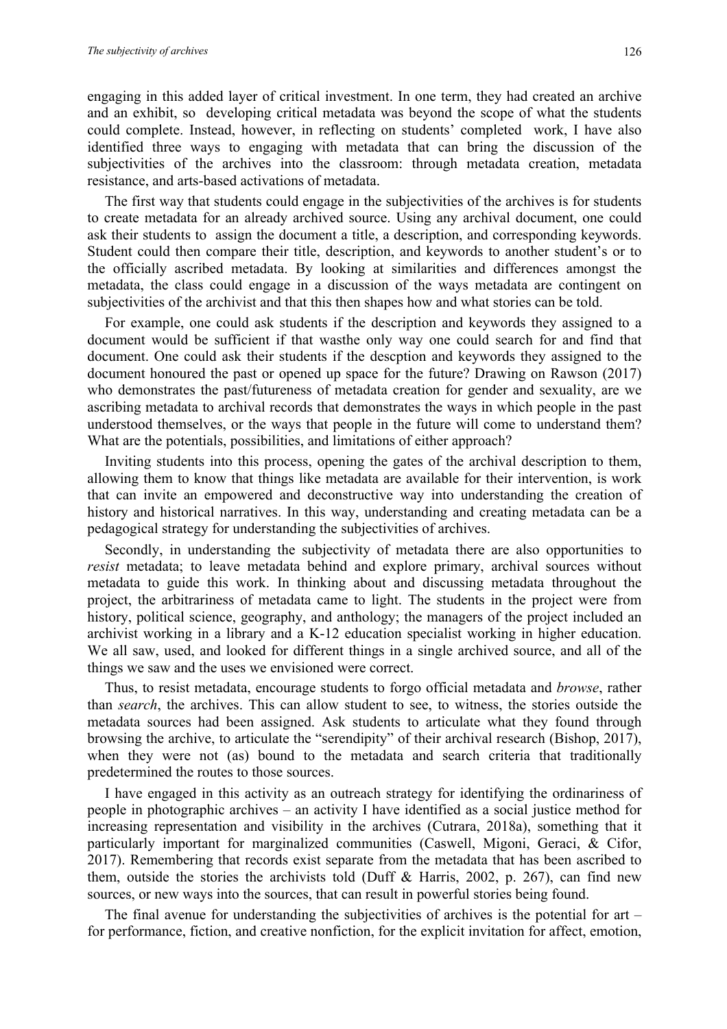engaging in this added layer of critical investment. In one term, they had created an archive and an exhibit, so developing critical metadata was beyond the scope of what the students could complete. Instead, however, in reflecting on students' completed work, I have also identified three ways to engaging with metadata that can bring the discussion of the subjectivities of the archives into the classroom: through metadata creation, metadata resistance, and arts-based activations of metadata.

The first way that students could engage in the subjectivities of the archives is for students to create metadata for an already archived source. Using any archival document, one could ask their students to assign the document a title, a description, and corresponding keywords. Student could then compare their title, description, and keywords to another student's or to the officially ascribed metadata. By looking at similarities and differences amongst the metadata, the class could engage in a discussion of the ways metadata are contingent on subjectivities of the archivist and that this then shapes how and what stories can be told.

For example, one could ask students if the description and keywords they assigned to a document would be sufficient if that wasthe only way one could search for and find that document. One could ask their students if the descption and keywords they assigned to the document honoured the past or opened up space for the future? Drawing on Rawson (2017) who demonstrates the past/futureness of metadata creation for gender and sexuality, are we ascribing metadata to archival records that demonstrates the ways in which people in the past understood themselves, or the ways that people in the future will come to understand them? What are the potentials, possibilities, and limitations of either approach?

Inviting students into this process, opening the gates of the archival description to them, allowing them to know that things like metadata are available for their intervention, is work that can invite an empowered and deconstructive way into understanding the creation of history and historical narratives. In this way, understanding and creating metadata can be a pedagogical strategy for understanding the subjectivities of archives.

Secondly, in understanding the subjectivity of metadata there are also opportunities to *resist* metadata; to leave metadata behind and explore primary, archival sources without metadata to guide this work. In thinking about and discussing metadata throughout the project, the arbitrariness of metadata came to light. The students in the project were from history, political science, geography, and anthology; the managers of the project included an archivist working in a library and a K-12 education specialist working in higher education. We all saw, used, and looked for different things in a single archived source, and all of the things we saw and the uses we envisioned were correct.

Thus, to resist metadata, encourage students to forgo official metadata and *browse*, rather than *search*, the archives. This can allow student to see, to witness, the stories outside the metadata sources had been assigned. Ask students to articulate what they found through browsing the archive, to articulate the "serendipity" of their archival research (Bishop, 2017), when they were not (as) bound to the metadata and search criteria that traditionally predetermined the routes to those sources.

I have engaged in this activity as an outreach strategy for identifying the ordinariness of people in photographic archives – an activity I have identified as a social justice method for increasing representation and visibility in the archives (Cutrara, 2018a), something that it particularly important for marginalized communities (Caswell, Migoni, Geraci, & Cifor, 2017). Remembering that records exist separate from the metadata that has been ascribed to them, outside the stories the archivists told (Duff & Harris, 2002, p. 267), can find new sources, or new ways into the sources, that can result in powerful stories being found.

The final avenue for understanding the subjectivities of archives is the potential for art – for performance, fiction, and creative nonfiction, for the explicit invitation for affect, emotion,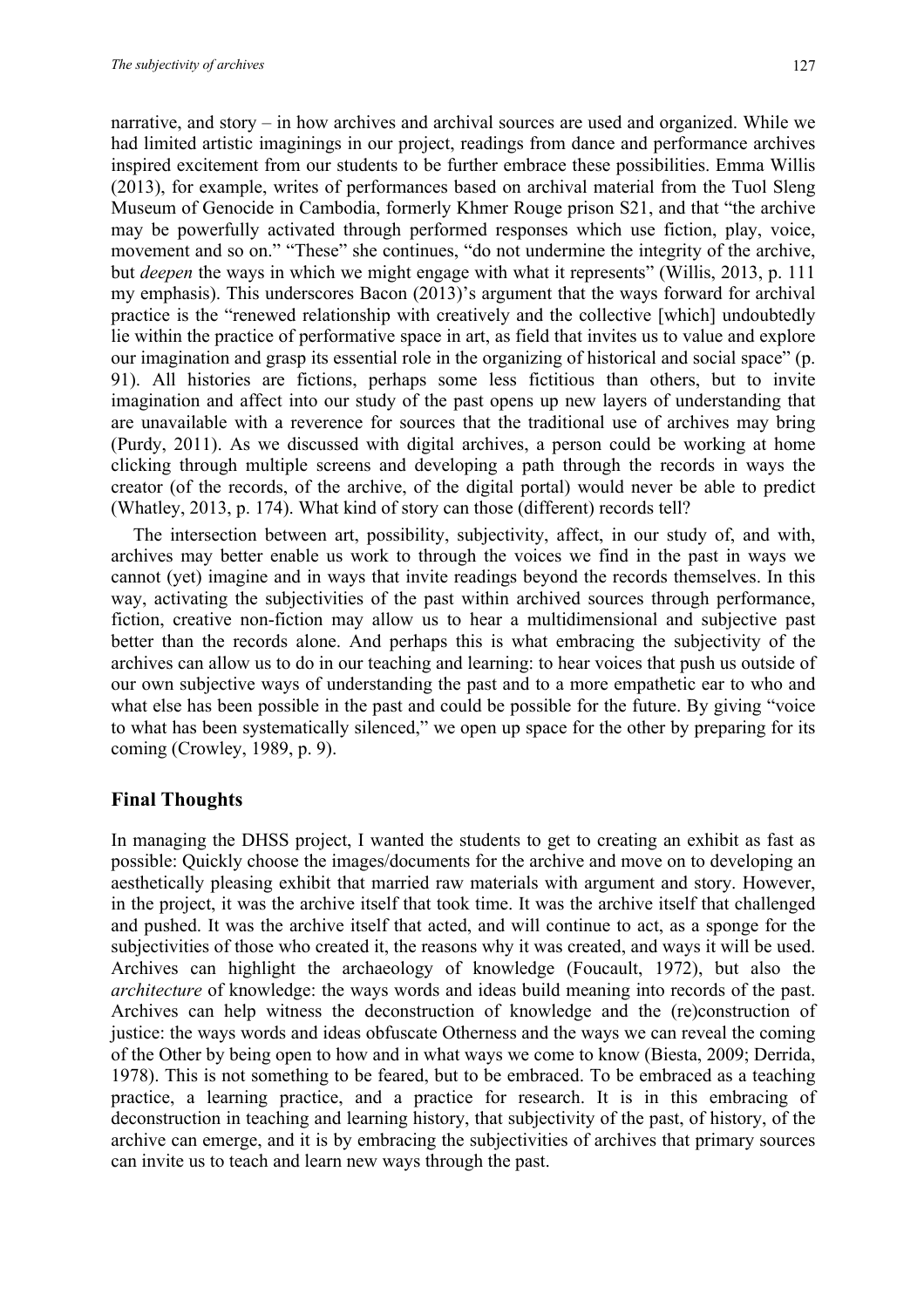narrative, and story – in how archives and archival sources are used and organized. While we had limited artistic imaginings in our project, readings from dance and performance archives inspired excitement from our students to be further embrace these possibilities. Emma Willis (2013), for example, writes of performances based on archival material from the Tuol Sleng Museum of Genocide in Cambodia, formerly Khmer Rouge prison S21, and that "the archive may be powerfully activated through performed responses which use fiction, play, voice, movement and so on." "These" she continues, "do not undermine the integrity of the archive, but *deepen* the ways in which we might engage with what it represents" (Willis, 2013, p. 111 my emphasis). This underscores Bacon (2013)'s argument that the ways forward for archival practice is the "renewed relationship with creatively and the collective [which] undoubtedly lie within the practice of performative space in art, as field that invites us to value and explore our imagination and grasp its essential role in the organizing of historical and social space" (p. 91). All histories are fictions, perhaps some less fictitious than others, but to invite imagination and affect into our study of the past opens up new layers of understanding that are unavailable with a reverence for sources that the traditional use of archives may bring (Purdy, 2011). As we discussed with digital archives, a person could be working at home clicking through multiple screens and developing a path through the records in ways the creator (of the records, of the archive, of the digital portal) would never be able to predict (Whatley, 2013, p. 174). What kind of story can those (different) records tell?

The intersection between art, possibility, subjectivity, affect, in our study of, and with, archives may better enable us work to through the voices we find in the past in ways we cannot (yet) imagine and in ways that invite readings beyond the records themselves. In this way, activating the subjectivities of the past within archived sources through performance, fiction, creative non-fiction may allow us to hear a multidimensional and subjective past better than the records alone. And perhaps this is what embracing the subjectivity of the archives can allow us to do in our teaching and learning: to hear voices that push us outside of our own subjective ways of understanding the past and to a more empathetic ear to who and what else has been possible in the past and could be possible for the future. By giving "voice to what has been systematically silenced," we open up space for the other by preparing for its coming (Crowley, 1989, p. 9).

## Final Thoughts

In managing the DHSS project, I wanted the students to get to creating an exhibit as fast as possible: Quickly choose the images/documents for the archive and move on to developing an aesthetically pleasing exhibit that married raw materials with argument and story. However, in the project, it was the archive itself that took time. It was the archive itself that challenged and pushed. It was the archive itself that acted, and will continue to act, as a sponge for the subjectivities of those who created it, the reasons why it was created, and ways it will be used. Archives can highlight the archaeology of knowledge (Foucault, 1972), but also the *architecture* of knowledge: the ways words and ideas build meaning into records of the past. Archives can help witness the deconstruction of knowledge and the (re)construction of justice: the ways words and ideas obfuscate Otherness and the ways we can reveal the coming of the Other by being open to how and in what ways we come to know (Biesta, 2009; Derrida, 1978). This is not something to be feared, but to be embraced. To be embraced as a teaching practice, a learning practice, and a practice for research. It is in this embracing of deconstruction in teaching and learning history, that subjectivity of the past, of history, of the archive can emerge, and it is by embracing the subjectivities of archives that primary sources can invite us to teach and learn new ways through the past.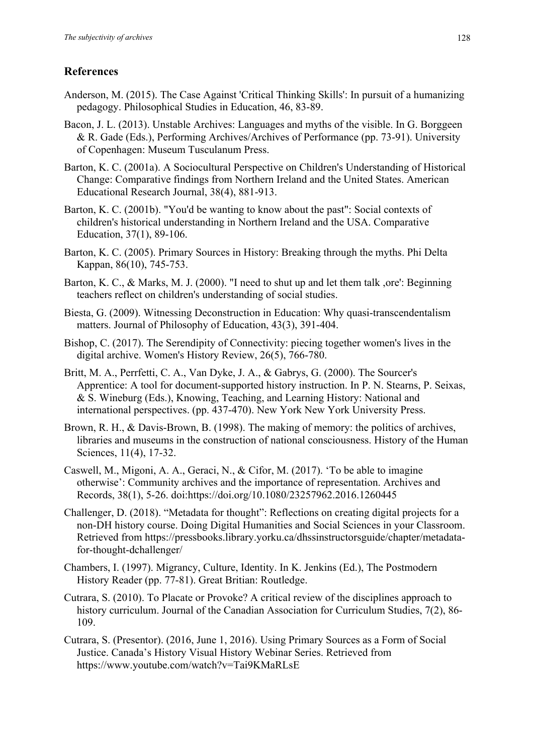## References

Anderson, M. (2015). The Case Against 'Critical Thinking Skills': In pursuit of a humanizing pedagogy. Philosophical Studies in Education, 46, 83-89.

Bacon, J. L. (2013). Unstable Archives: Languages and myths of the visible. In G. Borggeen & R. Gade (Eds.), Performing Archives/Archives of Performance (pp. 73-91). University of Copenhagen: Museum Tusculanum Press.

Barton, K. C. (2001a). A Sociocultural Perspective on Children's Understanding of Historical Change: Comparative findings from Northern Ireland and the United States. American Educational Research Journal, 38(4), 881-913.

Barton, K. C. (2001b). "You'd be wanting to know about the past": Social contexts of children's historical understanding in Northern Ireland and the USA. Comparative Education, 37(1), 89-106.

Barton, K. C. (2005). Primary Sources in History: Breaking through the myths. Phi Delta Kappan, 86(10), 745-753.

Barton, K. C., & Marks, M. J. (2000). "I need to shut up and let them talk ,ore': Beginning teachers reflect on children's understanding of social studies.

Biesta, G. (2009). Witnessing Deconstruction in Education: Why quasi-transcendentalism matters. Journal of Philosophy of Education, 43(3), 391-404.

Bishop, C. (2017). The Serendipity of Connectivity: piecing together women's lives in the digital archive. Women's History Review, 26(5), 766-780.

Britt, M. A., Perrfetti, C. A., Van Dyke, J. A., & Gabrys, G. (2000). The Sourcer's Apprentice: A tool for document-supported history instruction. In P. N. Stearns, P. Seixas, & S. Wineburg (Eds.), Knowing, Teaching, and Learning History: National and international perspectives. (pp. 437-470). New York New York University Press.

Brown, R. H., & Davis-Brown, B. (1998). The making of memory: the politics of archives, libraries and museums in the construction of national consciousness. History of the Human Sciences, 11(4), 17-32.

Caswell, M., Migoni, A. A., Geraci, N., & Cifor, M. (2017). 'To be able to imagine otherwise': Community archives and the importance of representation. Archives and Records, 38(1), 5-26. doi:https://doi.org/10.1080/23257962.2016.1260445

Challenger, D. (2018). "Metadata for thought": Reflections on creating digital projects for a non-DH history course. Doing Digital Humanities and Social Sciences in your Classroom. Retrieved from https://pressbooks.library.yorku.ca/dhssinstructorsguide/chapter/metadata-for-thought-dchallenger/

Chambers, I. (1997). Migrancy, Culture, Identity. In K. Jenkins (Ed.), The Postmodern History Reader (pp. 77-81). Great Britian: Routledge.

Cutrara, S. (2010). To Placate or Provoke? A critical review of the disciplines approach to history curriculum. Journal of the Canadian Association for Curriculum Studies, 7(2), 86-109.

Cutrara, S. (Presentor). (2016, June 1, 2016). Using Primary Sources as a Form of Social Justice. Canada's History Visual History Webinar Series. Retrieved from https://www.youtube.com/watch?v=Tai9KMaRLsE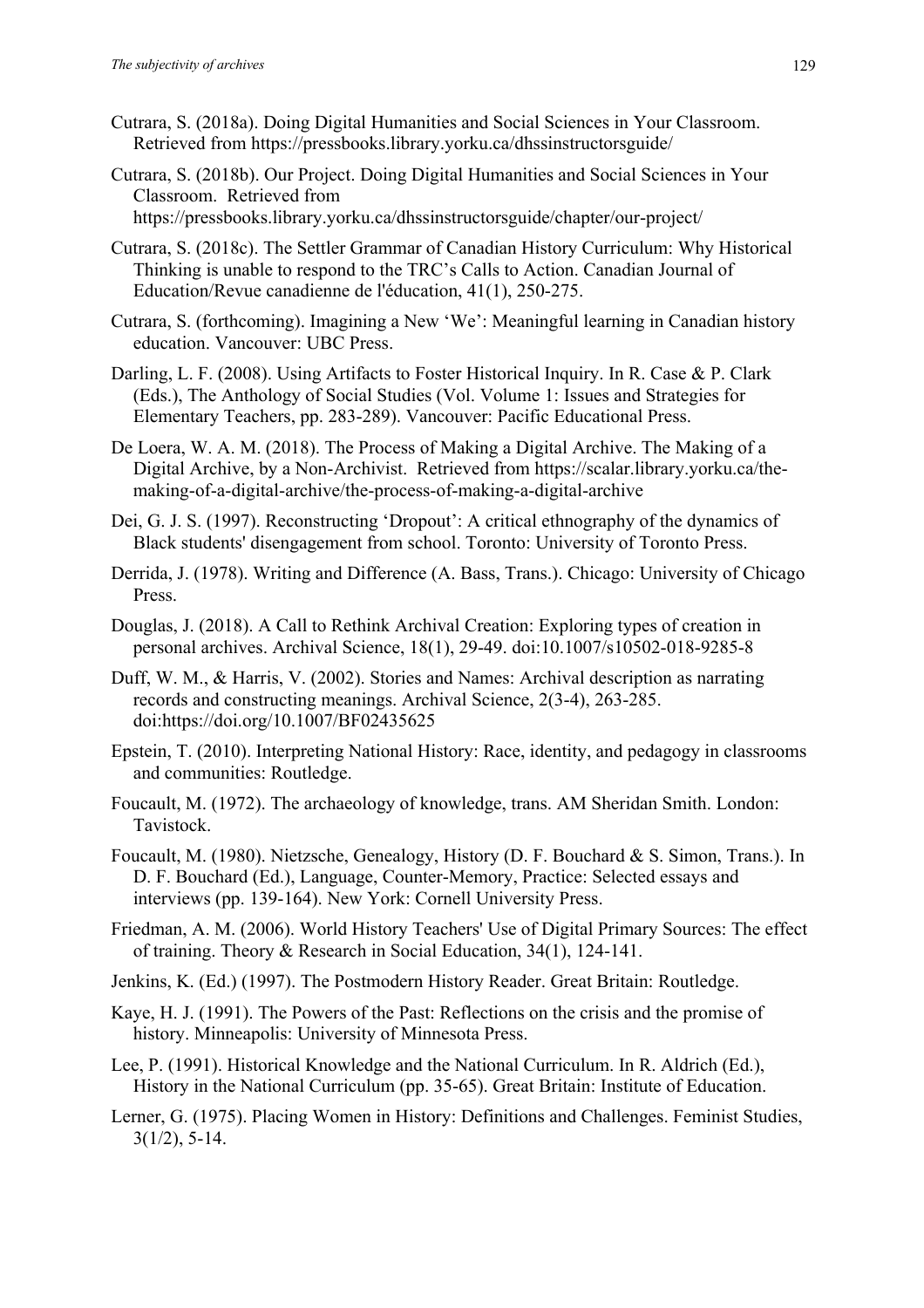Cutrara, S. (2018a). Doing Digital Humanities and Social Sciences in Your Classroom. Retrieved from https://pressbooks.library.yorku.ca/dhssinstructorsguide/

Cutrara, S. (2018b). Our Project. Doing Digital Humanities and Social Sciences in Your Classroom. Retrieved from https://pressbooks.library.yorku.ca/dhssinstructorsguide/chapter/our-project/

Cutrara, S. (2018c). The Settler Grammar of Canadian History Curriculum: Why Historical Thinking is unable to respond to the TRC's Calls to Action. Canadian Journal of Education/Revue canadienne de l'éducation, 41(1), 250-275.

Cutrara, S. (forthcoming). Imagining a New 'We': Meaningful learning in Canadian history education. Vancouver: UBC Press.

Darling, L. F. (2008). Using Artifacts to Foster Historical Inquiry. In R. Case & P. Clark (Eds.), The Anthology of Social Studies (Vol. Volume 1: Issues and Strategies for Elementary Teachers, pp. 283-289). Vancouver: Pacific Educational Press.

De Loera, W. A. M. (2018). The Process of Making a Digital Archive. The Making of a Digital Archive, by a Non-Archivist. Retrieved from https://scalar.library.yorku.ca/the-making-of-a-digital-archive/the-process-of-making-a-digital-archive

Dei, G. J. S. (1997). Reconstructing 'Dropout': A critical ethnography of the dynamics of Black students' disengagement from school. Toronto: University of Toronto Press.

Derrida, J. (1978). Writing and Difference (A. Bass, Trans.). Chicago: University of Chicago Press.

Douglas, J. (2018). A Call to Rethink Archival Creation: Exploring types of creation in personal archives. Archival Science, 18(1), 29-49. doi:10.1007/s10502-018-9285-8

Duff, W. M., & Harris, V. (2002). Stories and Names: Archival description as narrating records and constructing meanings. Archival Science, 2(3-4), 263-285. doi:https://doi.org/10.1007/BF02435625

Epstein, T. (2010). Interpreting National History: Race, identity, and pedagogy in classrooms and communities: Routledge.

Foucault, M. (1972). The archaeology of knowledge, trans. AM Sheridan Smith. London: Tavistock.

Foucault, M. (1980). Nietzsche, Genealogy, History (D. F. Bouchard & S. Simon, Trans.). In D. F. Bouchard (Ed.), Language, Counter-Memory, Practice: Selected essays and interviews (pp. 139-164). New York: Cornell University Press.

Friedman, A. M. (2006). World History Teachers' Use of Digital Primary Sources: The effect of training. Theory & Research in Social Education, 34(1), 124-141.

Jenkins, K. (Ed.) (1997). The Postmodern History Reader. Great Britain: Routledge.

Kaye, H. J. (1991). The Powers of the Past: Reflections on the crisis and the promise of history. Minneapolis: University of Minnesota Press.

Lee, P. (1991). Historical Knowledge and the National Curriculum. In R. Aldrich (Ed.), History in the National Curriculum (pp. 35-65). Great Britain: Institute of Education.

Lerner, G. (1975). Placing Women in History: Definitions and Challenges. Feminist Studies, 3(1/2), 5-14.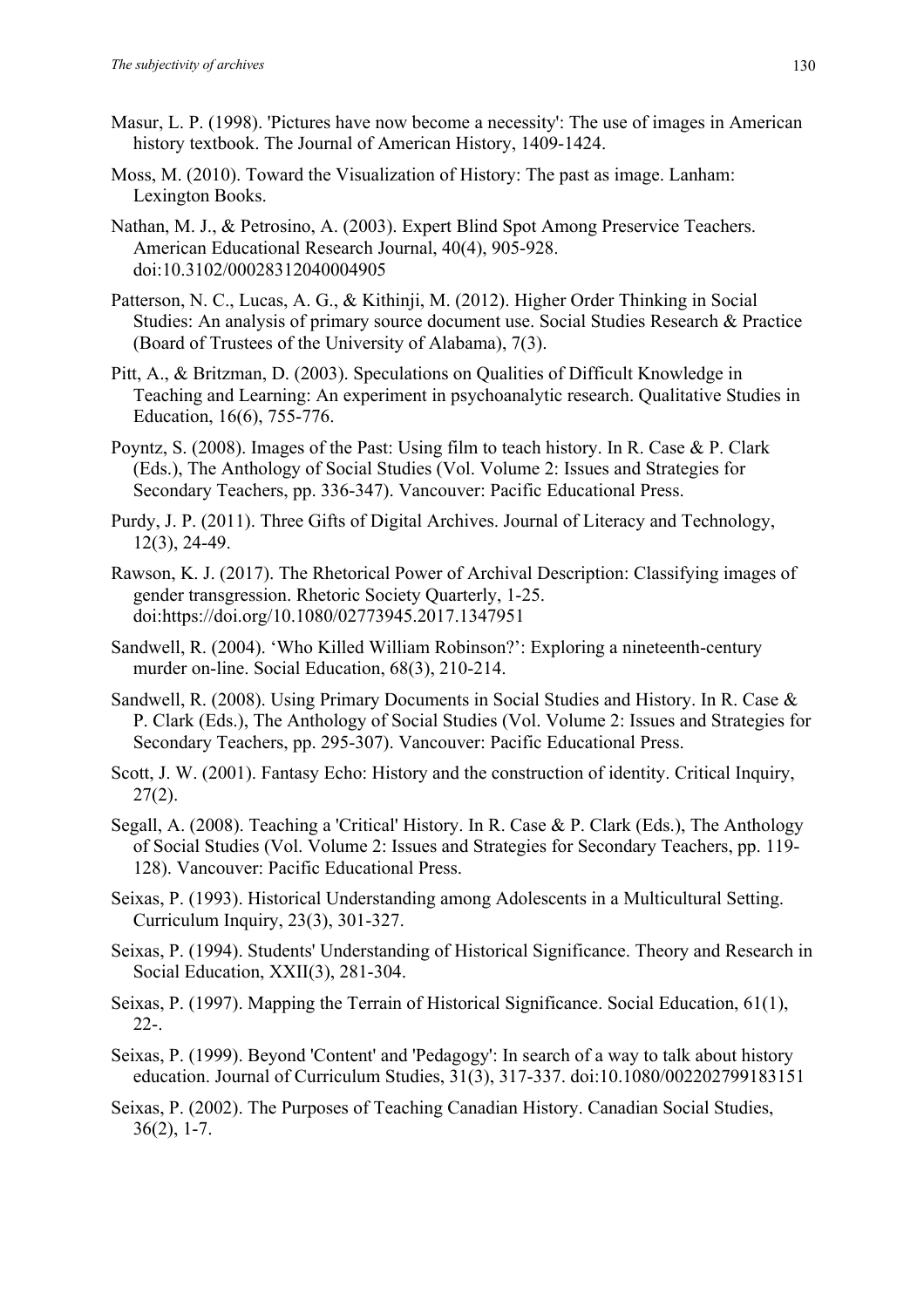Masur, L. P. (1998). 'Pictures have now become a necessity': The use of images in American history textbook. The Journal of American History, 1409-1424.

Moss, M. (2010). Toward the Visualization of History: The past as image. Lanham: Lexington Books.

Nathan, M. J., & Petrosino, A. (2003). Expert Blind Spot Among Preservice Teachers. American Educational Research Journal, 40(4), 905-928. doi:10.3102/00028312040004905

Patterson, N. C., Lucas, A. G., & Kithinji, M. (2012). Higher Order Thinking in Social Studies: An analysis of primary source document use. Social Studies Research & Practice (Board of Trustees of the University of Alabama), 7(3).

Pitt, A., & Britzman, D. (2003). Speculations on Qualities of Difficult Knowledge in Teaching and Learning: An experiment in psychoanalytic research. Qualitative Studies in Education, 16(6), 755-776.

Poyntz, S. (2008). Images of the Past: Using film to teach history. In R. Case & P. Clark (Eds.), The Anthology of Social Studies (Vol. Volume 2: Issues and Strategies for Secondary Teachers, pp. 336-347). Vancouver: Pacific Educational Press.

Purdy, J. P. (2011). Three Gifts of Digital Archives. Journal of Literacy and Technology, 12(3), 24-49.

Rawson, K. J. (2017). The Rhetorical Power of Archival Description: Classifying images of gender transgression. Rhetoric Society Quarterly, 1-25. doi:https://doi.org/10.1080/02773945.2017.1347951

Sandwell, R. (2004). 'Who Killed William Robinson?': Exploring a nineteenth-century murder on-line. Social Education, 68(3), 210-214.

Sandwell, R. (2008). Using Primary Documents in Social Studies and History. In R. Case & P. Clark (Eds.), The Anthology of Social Studies (Vol. Volume 2: Issues and Strategies for Secondary Teachers, pp. 295-307). Vancouver: Pacific Educational Press.

Scott, J. W. (2001). Fantasy Echo: History and the construction of identity. Critical Inquiry, 27(2).

Segall, A. (2008). Teaching a 'Critical' History. In R. Case & P. Clark (Eds.), The Anthology of Social Studies (Vol. Volume 2: Issues and Strategies for Secondary Teachers, pp. 119-128). Vancouver: Pacific Educational Press.

Seixas, P. (1993). Historical Understanding among Adolescents in a Multicultural Setting. Curriculum Inquiry, 23(3), 301-327.

Seixas, P. (1994). Students' Understanding of Historical Significance. Theory and Research in Social Education, XXII(3), 281-304.

Seixas, P. (1997). Mapping the Terrain of Historical Significance. Social Education, 61(1), 22-.

Seixas, P. (1999). Beyond 'Content' and 'Pedagogy': In search of a way to talk about history education. Journal of Curriculum Studies, 31(3), 317-337. doi:10.1080/002202799183151

Seixas, P. (2002). The Purposes of Teaching Canadian History. Canadian Social Studies, 36(2), 1-7.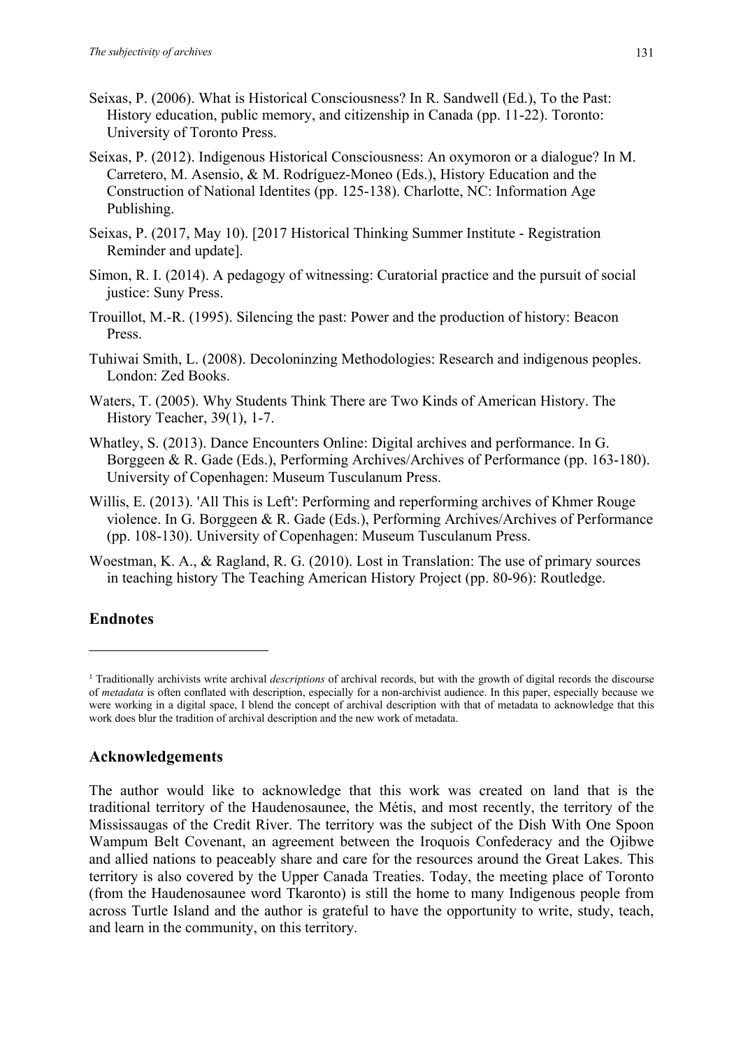Seixas, P. (2006). What is Historical Consciousness? In R. Sandwell (Ed.), To the Past: History education, public memory, and citizenship in Canada (pp. 11-22). Toronto: University of Toronto Press.

Seixas, P. (2012). Indigenous Historical Consciousness: An oxymoron or a dialogue? In M. Carretero, M. Asensio, & M. Rodríguez-Moneo (Eds.), History Education and the Construction of National Identites (pp. 125-138). Charlotte, NC: Information Age Publishing.

Seixas, P. (2017, May 10). [2017 Historical Thinking Summer Institute - Registration Reminder and update].

Simon, R. I. (2014). A pedagogy of witnessing: Curatorial practice and the pursuit of social justice: Suny Press.

Trouillot, M.-R. (1995). Silencing the past: Power and the production of history: Beacon Press.

Tuhiwai Smith, L. (2008). Decoloninzing Methodologies: Research and indigenous peoples. London: Zed Books.

Waters, T. (2005). Why Students Think There are Two Kinds of American History. The History Teacher, 39(1), 1-7.

Whatley, S. (2013). Dance Encounters Online: Digital archives and performance. In G. Borggeen & R. Gade (Eds.), Performing Archives/Archives of Performance (pp. 163-180). University of Copenhagen: Museum Tusculanum Press.

Willis, E. (2013). 'All This is Left': Performing and reperforming archives of Khmer Rouge violence. In G. Borggeen & R. Gade (Eds.), Performing Archives/Archives of Performance (pp. 108-130). University of Copenhagen: Museum Tusculanum Press.

Woestman, K. A., & Ragland, R. G. (2010). Lost in Translation: The use of primary sources in teaching history The Teaching American History Project (pp. 80-96): Routledge.

## Endnotes

[1] Traditionally archivists write archival *descriptions* of archival records, but with the growth of digital records the discourse of *metadata* is often conflated with description, especially for a non-archivist audience. In this paper, especially because we were working in a digital space, I blend the concept of archival description with that of metadata to acknowledge that this work does blur the tradition of archival description and the new work of metadata.

## Acknowledgements

The author would like to acknowledge that this work was created on land that is the traditional territory of the Haudenosaunee, the Métis, and most recently, the territory of the Mississaugas of the Credit River. The territory was the subject of the Dish With One Spoon Wampum Belt Covenant, an agreement between the Iroquois Confederacy and the Ojibwe and allied nations to peaceably share and care for the resources around the Great Lakes. This territory is also covered by the Upper Canada Treaties. Today, the meeting place of Toronto (from the Haudenosaunee word Tkaronto) is still the home to many Indigenous people from across Turtle Island and the author is grateful to have the opportunity to write, study, teach, and learn in the community, on this territory.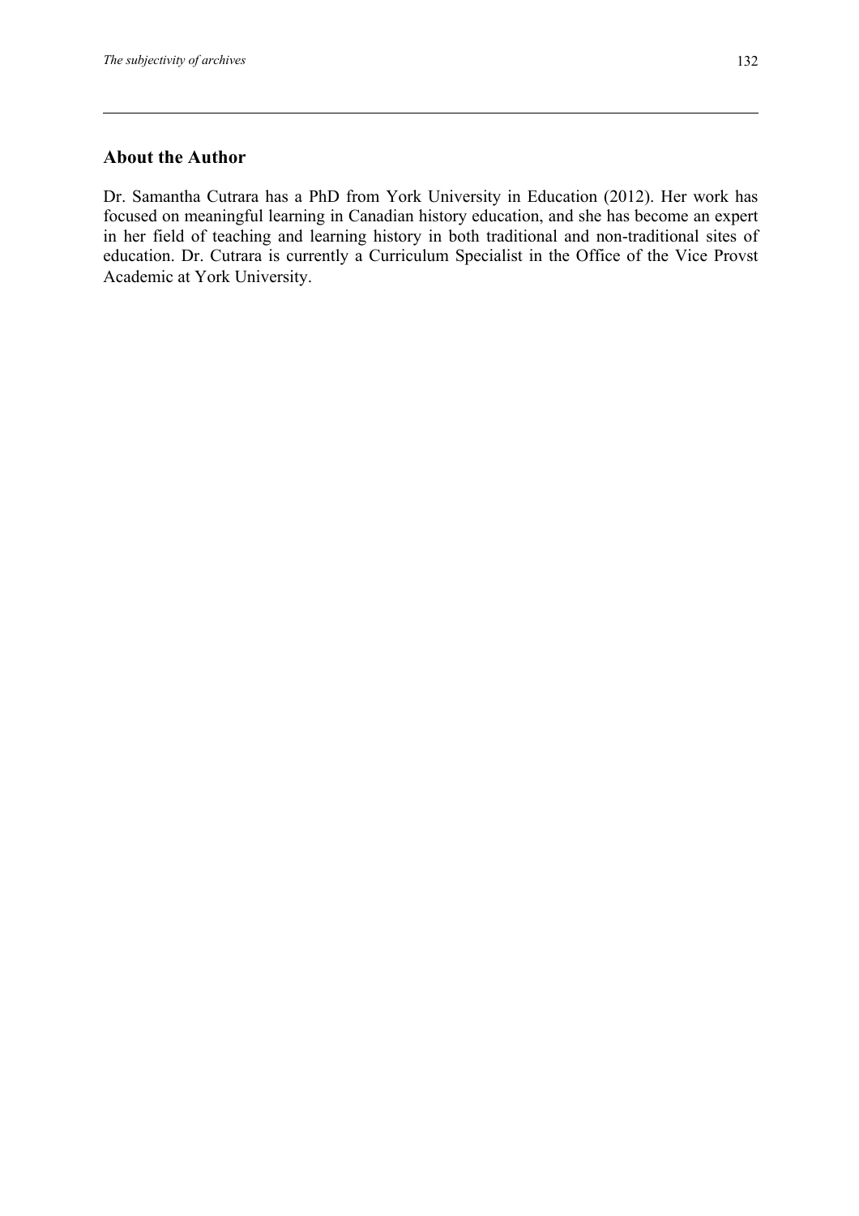## About the Author

Dr. Samantha Cutrara has a PhD from York University in Education (2012). Her work has focused on meaningful learning in Canadian history education, and she has become an expert in her field of teaching and learning history in both traditional and non-traditional sites of education. Dr. Cutrara is currently a Curriculum Specialist in the Office of the Vice Provst Academic at York University.